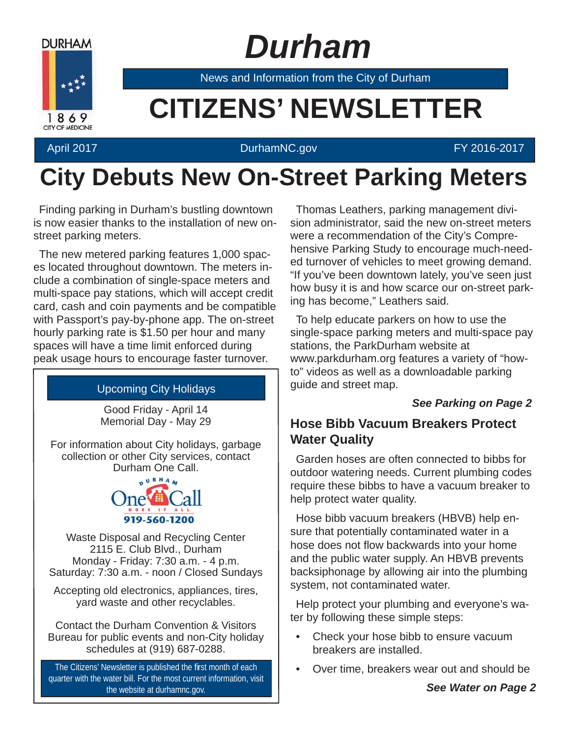# Durham

News and Information from the City of Durham

# CITIZENS' NEWSLETTER

April 2017 | DurhamNC.gov | FY 2016-2017

## City Debuts New On-Street Parking Meters

Finding parking in Durham's bustling downtown is now easier thanks to the installation of new on-street parking meters.

The new metered parking features 1,000 spaces located throughout downtown. The meters include a combination of single-space meters and multi-space pay stations, which will accept credit card, cash and coin payments and be compatible with Passport's pay-by-phone app. The on-street hourly parking rate is $1.50 per hour and many spaces will have a time limit enforced during peak usage hours to encourage faster turnover.

Thomas Leathers, parking management division administrator, said the new on-street meters were a recommendation of the City's Comprehensive Parking Study to encourage much-needed turnover of vehicles to meet growing demand. "If you've been downtown lately, you've seen just how busy it is and how scarce our on-street parking has become," Leathers said.

To help educate parkers on how to use the single-space parking meters and multi-space pay stations, the ParkDurham website at www.parkdurham.org features a variety of "how-to" videos as well as a downloadable parking guide and street map.

***See Parking on Page 2***

### Upcoming City Holidays

Good Friday - April 14
Memorial Day - May 29

For information about City holidays, garbage collection or other City services, contact Durham One Call.

Durham One Call – Does It All
919-560-1200

Waste Disposal and Recycling Center
2115 E. Club Blvd., Durham
Monday - Friday: 7:30 a.m. - 4 p.m.
Saturday: 7:30 a.m. - noon / Closed Sundays

Accepting old electronics, appliances, tires, yard waste and other recyclables.

Contact the Durham Convention & Visitors Bureau for public events and non-City holiday schedules at (919) 687-0288.

The Citizens' Newsletter is published the first month of each quarter with the water bill. For the most current information, visit the website at durhamnc.gov.

## Hose Bibb Vacuum Breakers Protect Water Quality

Garden hoses are often connected to bibbs for outdoor watering needs. Current plumbing codes require these bibbs to have a vacuum breaker to help protect water quality.

Hose bibb vacuum breakers (HBVB) help ensure that potentially contaminated water in a hose does not flow backwards into your home and the public water supply. An HBVB prevents backsiphonage by allowing air into the plumbing system, not contaminated water.

Help protect your plumbing and everyone's water by following these simple steps:

- Check your hose bibb to ensure vacuum breakers are installed.
- Over time, breakers wear out and should be

***See Water on Page 2***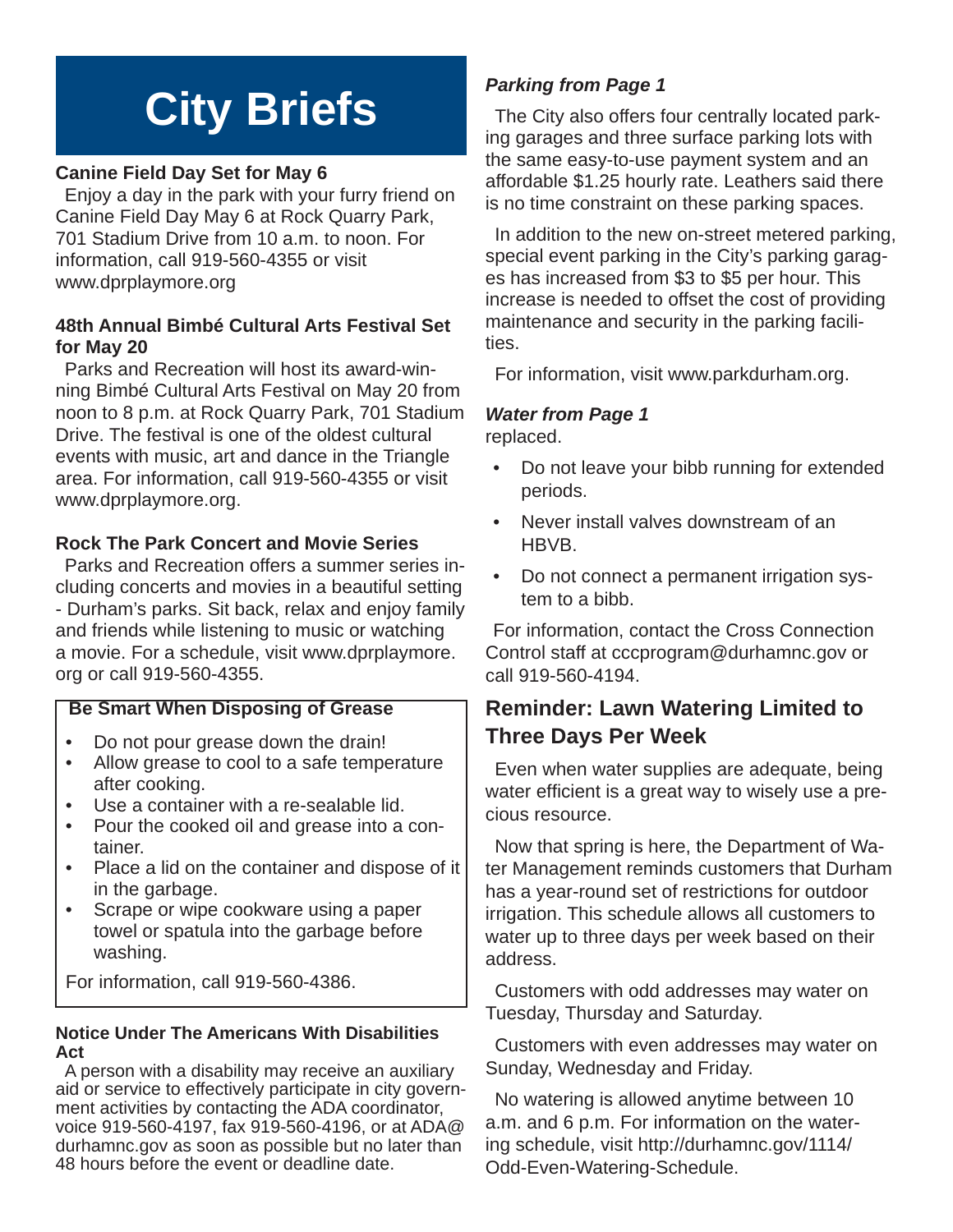# City Briefs

### Canine Field Day Set for May 6

Enjoy a day in the park with your furry friend on Canine Field Day May 6 at Rock Quarry Park, 701 Stadium Drive from 10 a.m. to noon. For information, call 919-560-4355 or visit www.dprplaymore.org

### 48th Annual Bimbé Cultural Arts Festival Set for May 20

Parks and Recreation will host its award-winning Bimbé Cultural Arts Festival on May 20 from noon to 8 p.m. at Rock Quarry Park, 701 Stadium Drive. The festival is one of the oldest cultural events with music, art and dance in the Triangle area. For information, call 919-560-4355 or visit www.dprplaymore.org.

### Rock The Park Concert and Movie Series

Parks and Recreation offers a summer series including concerts and movies in a beautiful setting - Durham's parks. Sit back, relax and enjoy family and friends while listening to music or watching a movie. For a schedule, visit www.dprplaymore.org or call 919-560-4355.

### Be Smart When Disposing of Grease

- Do not pour grease down the drain!
- Allow grease to cool to a safe temperature after cooking.
- Use a container with a re-sealable lid.
- Pour the cooked oil and grease into a container.
- Place a lid on the container and dispose of it in the garbage.
- Scrape or wipe cookware using a paper towel or spatula into the garbage before washing.

For information, call 919-560-4386.

### Notice Under The Americans With Disabilities Act

A person with a disability may receive an auxiliary aid or service to effectively participate in city government activities by contacting the ADA coordinator, voice 919-560-4197, fax 919-560-4196, or at ADA@durhamnc.gov as soon as possible but no later than 48 hours before the event or deadline date.

### *Parking from Page 1*

The City also offers four centrally located parking garages and three surface parking lots with the same easy-to-use payment system and an affordable $1.25 hourly rate. Leathers said there is no time constraint on these parking spaces.

In addition to the new on-street metered parking, special event parking in the City's parking garages has increased from $3 to $5 per hour. This increase is needed to offset the cost of providing maintenance and security in the parking facilities.

For information, visit www.parkdurham.org.

### *Water from Page 1*

replaced.

- Do not leave your bibb running for extended periods.
- Never install valves downstream of an HBVB.
- Do not connect a permanent irrigation system to a bibb.

For information, contact the Cross Connection Control staff at cccprogram@durhamnc.gov or call 919-560-4194.

## Reminder: Lawn Watering Limited to Three Days Per Week

Even when water supplies are adequate, being water efficient is a great way to wisely use a precious resource.

Now that spring is here, the Department of Water Management reminds customers that Durham has a year-round set of restrictions for outdoor irrigation. This schedule allows all customers to water up to three days per week based on their address.

Customers with odd addresses may water on Tuesday, Thursday and Saturday.

Customers with even addresses may water on Sunday, Wednesday and Friday.

No watering is allowed anytime between 10 a.m. and 6 p.m. For information on the watering schedule, visit http://durhamnc.gov/1114/Odd-Even-Watering-Schedule.